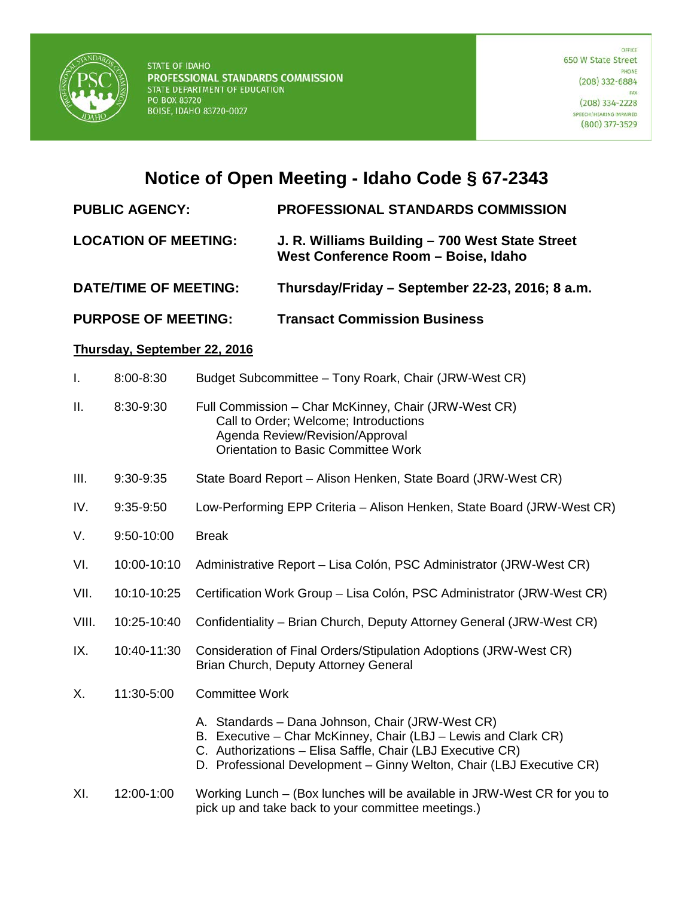STATE OF IDAHO
**PROFESSIONAL STANDARDS COMMISSION**
STATE DEPARTMENT OF EDUCATION
PO BOX 83720
BOISE, IDAHO 83720-0027

OFFICE
650 W State Street
PHONE
(208) 332-6884
FAX
(208) 334-2228
SPEECH/HEARING IMPAIRED
(800) 377-3529

# Notice of Open Meeting - Idaho Code § 67-2343

| | |
|---|---|
| **PUBLIC AGENCY:** | **PROFESSIONAL STANDARDS COMMISSION** |
| **LOCATION OF MEETING:** | **J. R. Williams Building – 700 West State Street West Conference Room – Boise, Idaho** |
| **DATE/TIME OF MEETING:** | **Thursday/Friday – September 22-23, 2016; 8 a.m.** |
| **PURPOSE OF MEETING:** | **Transact Commission Business** |

**Thursday, September 22, 2016**

I. 8:00-8:30 Budget Subcommittee – Tony Roark, Chair (JRW-West CR)

II. 8:30-9:30 Full Commission – Char McKinney, Chair (JRW-West CR)
- Call to Order; Welcome; Introductions
- Agenda Review/Revision/Approval
- Orientation to Basic Committee Work

III. 9:30-9:35 State Board Report – Alison Henken, State Board (JRW-West CR)

IV. 9:35-9:50 Low-Performing EPP Criteria – Alison Henken, State Board (JRW-West CR)

V. 9:50-10:00 Break

VI. 10:00-10:10 Administrative Report – Lisa Colón, PSC Administrator (JRW-West CR)

VII. 10:10-10:25 Certification Work Group – Lisa Colón, PSC Administrator (JRW-West CR)

VIII. 10:25-10:40 Confidentiality – Brian Church, Deputy Attorney General (JRW-West CR)

IX. 10:40-11:30 Consideration of Final Orders/Stipulation Adoptions (JRW-West CR) Brian Church, Deputy Attorney General

X. 11:30-5:00 Committee Work

A. Standards – Dana Johnson, Chair (JRW-West CR)
B. Executive – Char McKinney, Chair (LBJ – Lewis and Clark CR)
C. Authorizations – Elisa Saffle, Chair (LBJ Executive CR)
D. Professional Development – Ginny Welton, Chair (LBJ Executive CR)

XI. 12:00-1:00 Working Lunch – (Box lunches will be available in JRW-West CR for you to pick up and take back to your committee meetings.)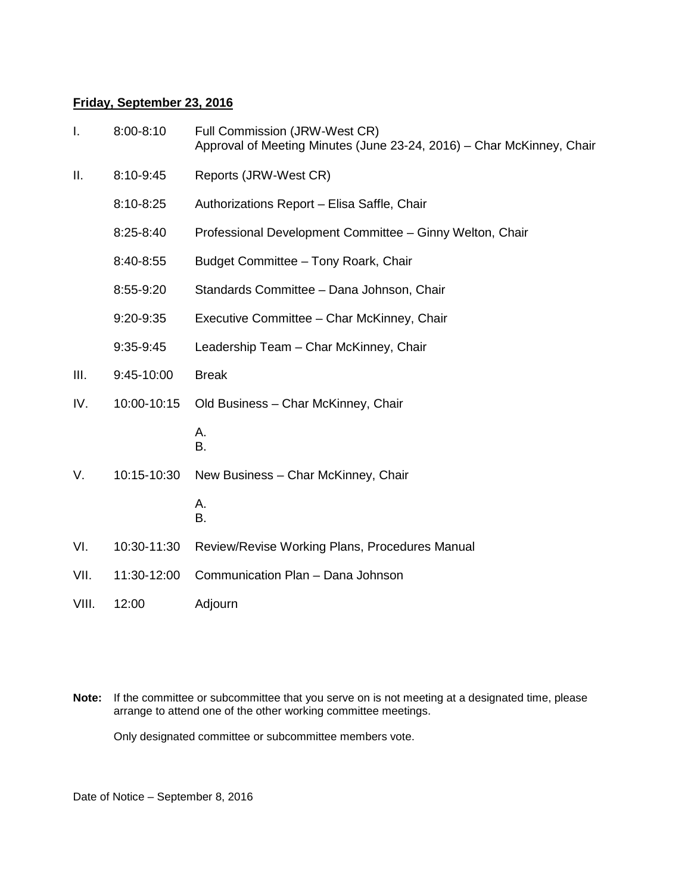**Friday, September 23, 2016**

| | | |
|---|---|---|
| I. | 8:00-8:10 | Full Commission (JRW-West CR)<br>Approval of Meeting Minutes (June 23-24, 2016) – Char McKinney, Chair |
| II. | 8:10-9:45 | Reports (JRW-West CR) |
| | 8:10-8:25 | Authorizations Report – Elisa Saffle, Chair |
| | 8:25-8:40 | Professional Development Committee – Ginny Welton, Chair |
| | 8:40-8:55 | Budget Committee – Tony Roark, Chair |
| | 8:55-9:20 | Standards Committee – Dana Johnson, Chair |
| | 9:20-9:35 | Executive Committee – Char McKinney, Chair |
| | 9:35-9:45 | Leadership Team – Char McKinney, Chair |
| III. | 9:45-10:00 | Break |
| IV. | 10:00-10:15 | Old Business – Char McKinney, Chair<br>A.<br>B. |
| V. | 10:15-10:30 | New Business – Char McKinney, Chair<br>A.<br>B. |
| VI. | 10:30-11:30 | Review/Revise Working Plans, Procedures Manual |
| VII. | 11:30-12:00 | Communication Plan – Dana Johnson |
| VIII. | 12:00 | Adjourn |

**Note:** If the committee or subcommittee that you serve on is not meeting at a designated time, please arrange to attend one of the other working committee meetings.

Only designated committee or subcommittee members vote.

Date of Notice – September 8, 2016